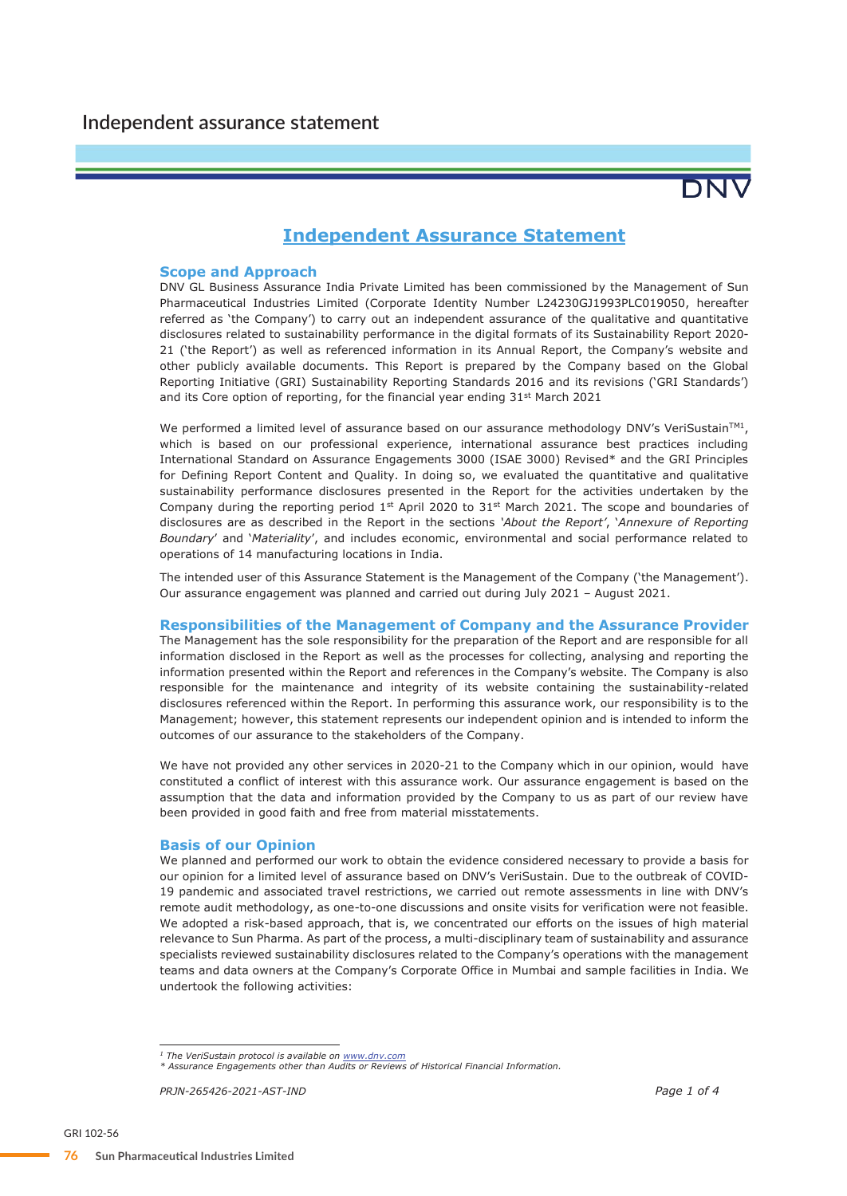# Independent assurance statement

DNV

## Independent Assurance Statement

### Scope and Approach

DNV GL Business Assurance India Private Limited has been commissioned by the Management of Sun Pharmaceutical Industries Limited (Corporate Identity Number L24230GJ1993PLC019050, hereafter referred as 'the Company') to carry out an independent assurance of the qualitative and quantitative disclosures related to sustainability performance in the digital formats of its Sustainability Report 2020-21 ('the Report') as well as referenced information in its Annual Report, the Company's website and other publicly available documents. This Report is prepared by the Company based on the Global Reporting Initiative (GRI) Sustainability Reporting Standards 2016 and its revisions ('GRI Standards') and its Core option of reporting, for the financial year ending 31st March 2021

We performed a limited level of assurance based on our assurance methodology DNV's VeriSustain™[1], which is based on our professional experience, international assurance best practices including International Standard on Assurance Engagements 3000 (ISAE 3000) Revised* and the GRI Principles for Defining Report Content and Quality. In doing so, we evaluated the quantitative and qualitative sustainability performance disclosures presented in the Report for the activities undertaken by the Company during the reporting period 1st April 2020 to 31st March 2021. The scope and boundaries of disclosures are as described in the Report in the sections *'About the Report'*, *'Annexure of Reporting Boundary'* and *'Materiality'*, and includes economic, environmental and social performance related to operations of 14 manufacturing locations in India.

The intended user of this Assurance Statement is the Management of the Company ('the Management'). Our assurance engagement was planned and carried out during July 2021 – August 2021.

### Responsibilities of the Management of Company and the Assurance Provider

The Management has the sole responsibility for the preparation of the Report and are responsible for all information disclosed in the Report as well as the processes for collecting, analysing and reporting the information presented within the Report and references in the Company's website. The Company is also responsible for the maintenance and integrity of its website containing the sustainability-related disclosures referenced within the Report. In performing this assurance work, our responsibility is to the Management; however, this statement represents our independent opinion and is intended to inform the outcomes of our assurance to the stakeholders of the Company.

We have not provided any other services in 2020-21 to the Company which in our opinion, would have constituted a conflict of interest with this assurance work. Our assurance engagement is based on the assumption that the data and information provided by the Company to us as part of our review have been provided in good faith and free from material misstatements.

### Basis of our Opinion

We planned and performed our work to obtain the evidence considered necessary to provide a basis for our opinion for a limited level of assurance based on DNV's VeriSustain. Due to the outbreak of COVID-19 pandemic and associated travel restrictions, we carried out remote assessments in line with DNV's remote audit methodology, as one-to-one discussions and onsite visits for verification were not feasible. We adopted a risk-based approach, that is, we concentrated our efforts on the issues of high material relevance to Sun Pharma. As part of the process, a multi-disciplinary team of sustainability and assurance specialists reviewed sustainability disclosures related to the Company's operations with the management teams and data owners at the Company's Corporate Office in Mumbai and sample facilities in India. We undertook the following activities:

---

[1] *The VeriSustain protocol is available on www.dnv.com*
\* *Assurance Engagements other than Audits or Reviews of Historical Financial Information.*

*PRJN-265426-2021-AST-IND*

GRI 102-56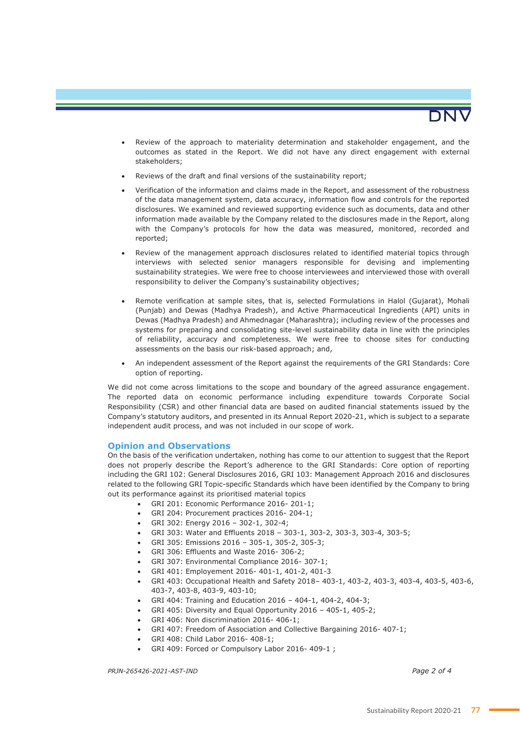- Review of the approach to materiality determination and stakeholder engagement, and the outcomes as stated in the Report. We did not have any direct engagement with external stakeholders;
- Reviews of the draft and final versions of the sustainability report;
- Verification of the information and claims made in the Report, and assessment of the robustness of the data management system, data accuracy, information flow and controls for the reported disclosures. We examined and reviewed supporting evidence such as documents, data and other information made available by the Company related to the disclosures made in the Report, along with the Company's protocols for how the data was measured, monitored, recorded and reported;
- Review of the management approach disclosures related to identified material topics through interviews with selected senior managers responsible for devising and implementing sustainability strategies. We were free to choose interviewees and interviewed those with overall responsibility to deliver the Company's sustainability objectives;
- Remote verification at sample sites, that is, selected Formulations in Halol (Gujarat), Mohali (Punjab) and Dewas (Madhya Pradesh), and Active Pharmaceutical Ingredients (API) units in Dewas (Madhya Pradesh) and Ahmednagar (Maharashtra); including review of the processes and systems for preparing and consolidating site-level sustainability data in line with the principles of reliability, accuracy and completeness. We were free to choose sites for conducting assessments on the basis our risk-based approach; and,
- An independent assessment of the Report against the requirements of the GRI Standards: Core option of reporting.

We did not come across limitations to the scope and boundary of the agreed assurance engagement. The reported data on economic performance including expenditure towards Corporate Social Responsibility (CSR) and other financial data are based on audited financial statements issued by the Company's statutory auditors, and presented in its Annual Report 2020-21, which is subject to a separate independent audit process, and was not included in our scope of work.

## Opinion and Observations

On the basis of the verification undertaken, nothing has come to our attention to suggest that the Report does not properly describe the Report's adherence to the GRI Standards: Core option of reporting including the GRI 102: General Disclosures 2016, GRI 103: Management Approach 2016 and disclosures related to the following GRI Topic-specific Standards which have been identified by the Company to bring out its performance against its prioritised material topics

- GRI 201: Economic Performance 2016- 201-1;
- GRI 204: Procurement practices 2016- 204-1;
- GRI 302: Energy 2016 – 302-1, 302-4;
- GRI 303: Water and Effluents 2018 – 303-1, 303-2, 303-3, 303-4, 303-5;
- GRI 305: Emissions 2016 – 305-1, 305-2, 305-3;
- GRI 306: Effluents and Waste 2016- 306-2;
- GRI 307: Environmental Compliance 2016- 307-1;
- GRI 401: Employement 2016- 401-1, 401-2, 401-3
- GRI 403: Occupational Health and Safety 2018– 403-1, 403-2, 403-3, 403-4, 403-5, 403-6, 403-7, 403-8, 403-9, 403-10;
- GRI 404: Training and Education 2016 – 404-1, 404-2, 404-3;
- GRI 405: Diversity and Equal Opportunity 2016 – 405-1, 405-2;
- GRI 406: Non discrimination 2016- 406-1;
- GRI 407: Freedom of Association and Collective Bargaining 2016- 407-1;
- GRI 408: Child Labor 2016- 408-1;
- GRI 409: Forced or Compulsory Labor 2016- 409-1 ;

*PRJN-265426-2021-AST-IND*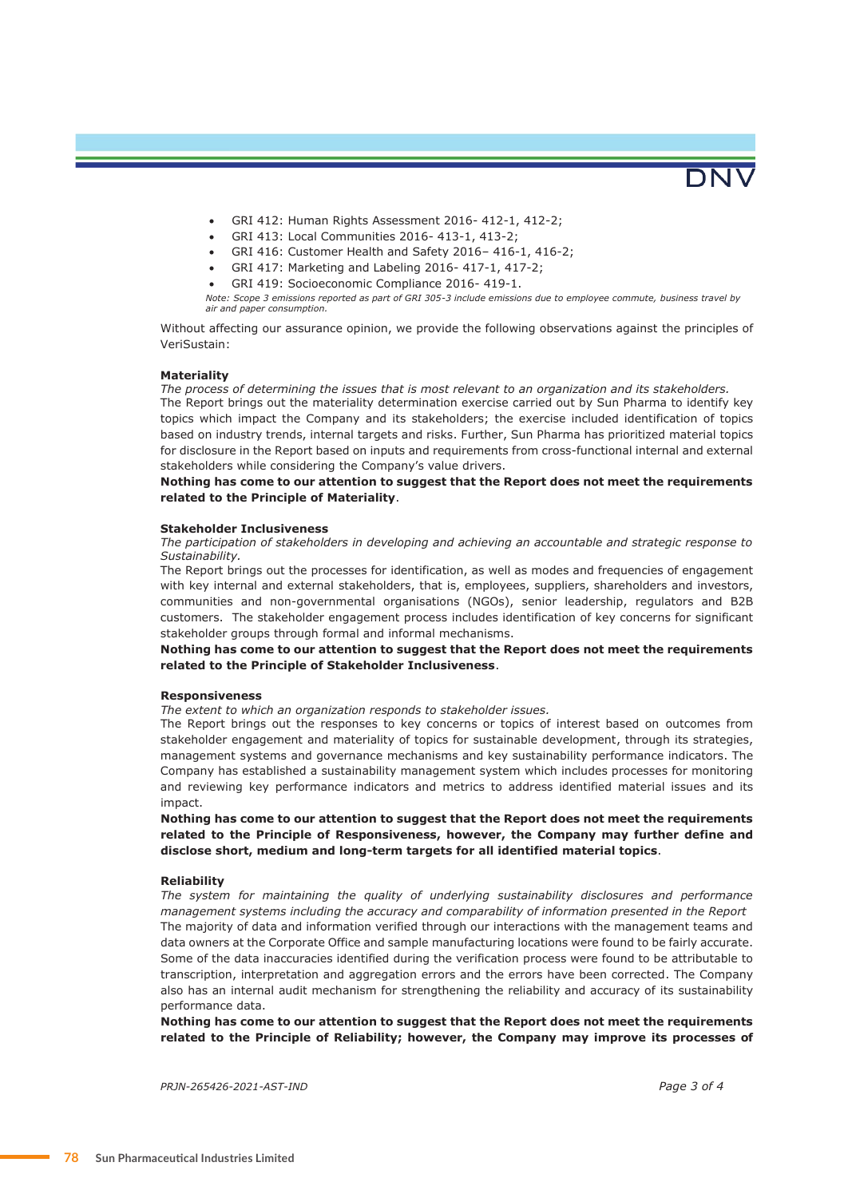- GRI 412: Human Rights Assessment 2016- 412-1, 412-2;
- GRI 413: Local Communities 2016- 413-1, 413-2;
- GRI 416: Customer Health and Safety 2016– 416-1, 416-2;
- GRI 417: Marketing and Labeling 2016- 417-1, 417-2;
- GRI 419: Socioeconomic Compliance 2016- 419-1.

*Note: Scope 3 emissions reported as part of GRI 305-3 include emissions due to employee commute, business travel by air and paper consumption.*

Without affecting our assurance opinion, we provide the following observations against the principles of VeriSustain:

**Materiality**

*The process of determining the issues that is most relevant to an organization and its stakeholders.*

The Report brings out the materiality determination exercise carried out by Sun Pharma to identify key topics which impact the Company and its stakeholders; the exercise included identification of topics based on industry trends, internal targets and risks. Further, Sun Pharma has prioritized material topics for disclosure in the Report based on inputs and requirements from cross-functional internal and external stakeholders while considering the Company's value drivers.

**Nothing has come to our attention to suggest that the Report does not meet the requirements related to the Principle of Materiality**.

**Stakeholder Inclusiveness**

*The participation of stakeholders in developing and achieving an accountable and strategic response to Sustainability.*

The Report brings out the processes for identification, as well as modes and frequencies of engagement with key internal and external stakeholders, that is, employees, suppliers, shareholders and investors, communities and non-governmental organisations (NGOs), senior leadership, regulators and B2B customers. The stakeholder engagement process includes identification of key concerns for significant stakeholder groups through formal and informal mechanisms.

**Nothing has come to our attention to suggest that the Report does not meet the requirements related to the Principle of Stakeholder Inclusiveness**.

**Responsiveness**

*The extent to which an organization responds to stakeholder issues.*

The Report brings out the responses to key concerns or topics of interest based on outcomes from stakeholder engagement and materiality of topics for sustainable development, through its strategies, management systems and governance mechanisms and key sustainability performance indicators. The Company has established a sustainability management system which includes processes for monitoring and reviewing key performance indicators and metrics to address identified material issues and its impact.

**Nothing has come to our attention to suggest that the Report does not meet the requirements related to the Principle of Responsiveness, however, the Company may further define and disclose short, medium and long-term targets for all identified material topics**.

**Reliability**

*The system for maintaining the quality of underlying sustainability disclosures and performance management systems including the accuracy and comparability of information presented in the Report*

The majority of data and information verified through our interactions with the management teams and data owners at the Corporate Office and sample manufacturing locations were found to be fairly accurate. Some of the data inaccuracies identified during the verification process were found to be attributable to transcription, interpretation and aggregation errors and the errors have been corrected. The Company also has an internal audit mechanism for strengthening the reliability and accuracy of its sustainability performance data.

**Nothing has come to our attention to suggest that the Report does not meet the requirements related to the Principle of Reliability; however, the Company may improve its processes of**

PRJN-265426-2021-AST-IND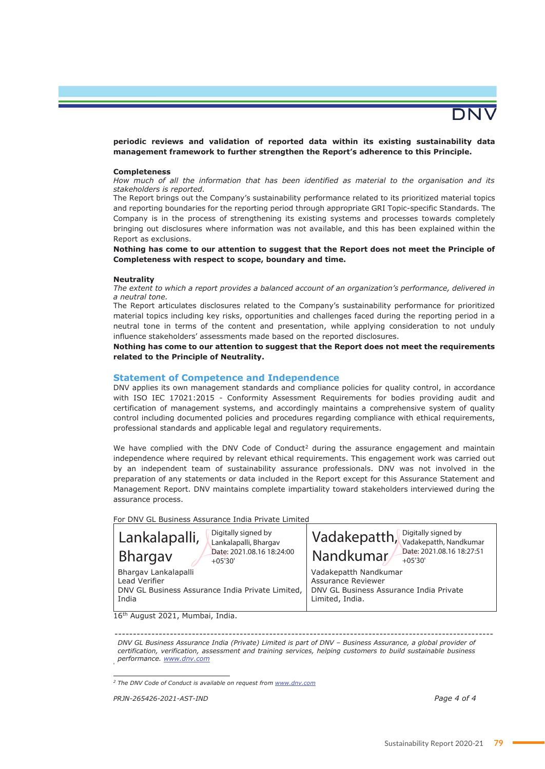**periodic reviews and validation of reported data within its existing sustainability data management framework to further strengthen the Report's adherence to this Principle.**

**Completeness**

*How much of all the information that has been identified as material to the organisation and its stakeholders is reported.*

The Report brings out the Company's sustainability performance related to its prioritized material topics and reporting boundaries for the reporting period through appropriate GRI Topic-specific Standards. The Company is in the process of strengthening its existing systems and processes towards completely bringing out disclosures where information was not available, and this has been explained within the Report as exclusions.

**Nothing has come to our attention to suggest that the Report does not meet the Principle of Completeness with respect to scope, boundary and time.**

**Neutrality**

*The extent to which a report provides a balanced account of an organization's performance, delivered in a neutral tone.*

The Report articulates disclosures related to the Company's sustainability performance for prioritized material topics including key risks, opportunities and challenges faced during the reporting period in a neutral tone in terms of the content and presentation, while applying consideration to not unduly influence stakeholders' assessments made based on the reported disclosures.

**Nothing has come to our attention to suggest that the Report does not meet the requirements related to the Principle of Neutrality.**

## Statement of Competence and Independence

DNV applies its own management standards and compliance policies for quality control, in accordance with ISO IEC 17021:2015 - Conformity Assessment Requirements for bodies providing audit and certification of management systems, and accordingly maintains a comprehensive system of quality control including documented policies and procedures regarding compliance with ethical requirements, professional standards and applicable legal and regulatory requirements.

We have complied with the DNV Code of Conduct[2] during the assurance engagement and maintain independence where required by relevant ethical requirements. This engagement work was carried out by an independent team of sustainability assurance professionals. DNV was not involved in the preparation of any statements or data included in the Report except for this Assurance Statement and Management Report. DNV maintains complete impartiality toward stakeholders interviewed during the assurance process.

For DNV GL Business Assurance India Private Limited

| | |
|---|---|
| Lankalapalli, Bhargav — Digitally signed by Lankalapalli, Bhargav Date: 2021.08.16 18:24:00 +05'30'<br>Bhargav Lankalapalli<br>Lead Verifier<br>DNV GL Business Assurance India Private Limited, India | Vadakepatth, Nandkumar — Digitally signed by Vadakepatth, Nandkumar Date: 2021.08.16 18:27:51 +05'30'<br>Vadakepatth Nandkumar<br>Assurance Reviewer<br>DNV GL Business Assurance India Private Limited, India. |

16th August 2021, Mumbai, India.

---

*DNV GL Business Assurance India (Private) Limited is part of DNV – Business Assurance, a global provider of certification, verification, assessment and training services, helping customers to build sustainable business performance. www.dnv.com*

[2] *The DNV Code of Conduct is available on request from www.dnv.com*

PRJN-265426-2021-AST-IND